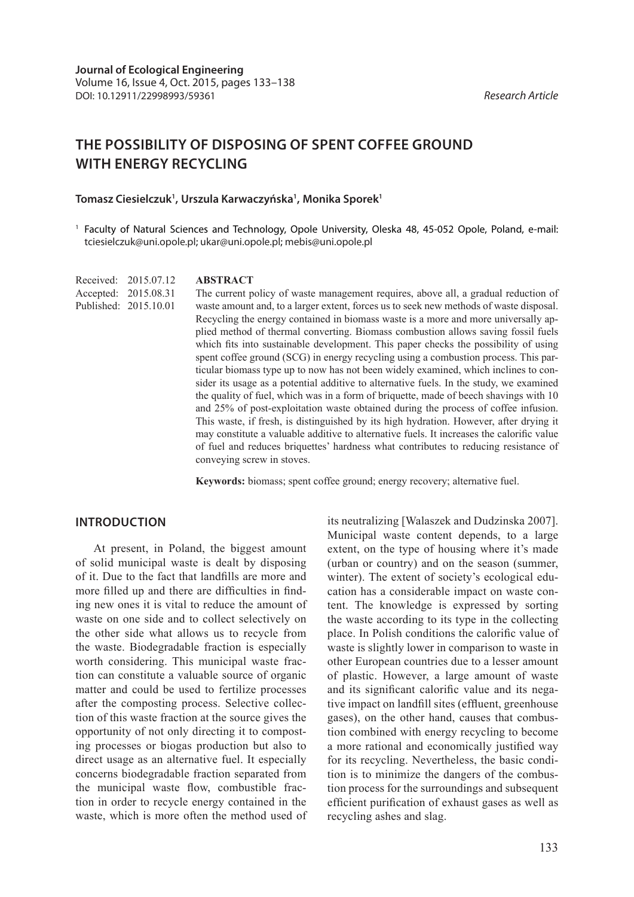Journal of Ecological Engineering
Volume 16, Issue 4, Oct. 2015, pages 133–138
DOI: 10.12911/22998993/59361

*Research Article*

# THE POSSIBILITY OF DISPOSING OF SPENT COFFEE GROUND WITH ENERGY RECYCLING

**Tomasz Ciesielczuk[1], Urszula Karwaczyńska[1], Monika Sporek[1]**

[1] Faculty of Natural Sciences and Technology, Opole University, Oleska 48, 45-052 Opole, Poland, e-mail: tciesielczuk@uni.opole.pl; ukar@uni.opole.pl; mebis@uni.opole.pl

Received: 2015.07.12
Accepted: 2015.08.31
Published: 2015.10.01

**ABSTRACT**

The current policy of waste management requires, above all, a gradual reduction of waste amount and, to a larger extent, forces us to seek new methods of waste disposal. Recycling the energy contained in biomass waste is a more and more universally applied method of thermal converting. Biomass combustion allows saving fossil fuels which fits into sustainable development. This paper checks the possibility of using spent coffee ground (SCG) in energy recycling using a combustion process. This particular biomass type up to now has not been widely examined, which inclines to consider its usage as a potential additive to alternative fuels. In the study, we examined the quality of fuel, which was in a form of briquette, made of beech shavings with 10 and 25% of post-exploitation waste obtained during the process of coffee infusion. This waste, if fresh, is distinguished by its high hydration. However, after drying it may constitute a valuable additive to alternative fuels. It increases the calorific value of fuel and reduces briquettes' hardness what contributes to reducing resistance of conveying screw in stoves.

**Keywords:** biomass; spent coffee ground; energy recovery; alternative fuel.

## INTRODUCTION

At present, in Poland, the biggest amount of solid municipal waste is dealt by disposing of it. Due to the fact that landfills are more and more filled up and there are difficulties in finding new ones it is vital to reduce the amount of waste on one side and to collect selectively on the other side what allows us to recycle from the waste. Biodegradable fraction is especially worth considering. This municipal waste fraction can constitute a valuable source of organic matter and could be used to fertilize processes after the composting process. Selective collection of this waste fraction at the source gives the opportunity of not only directing it to composting processes or biogas production but also to direct usage as an alternative fuel. It especially concerns biodegradable fraction separated from the municipal waste flow, combustible fraction in order to recycle energy contained in the waste, which is more often the method used of its neutralizing [Walaszek and Dudzinska 2007]. Municipal waste content depends, to a large extent, on the type of housing where it's made (urban or country) and on the season (summer, winter). The extent of society's ecological education has a considerable impact on waste content. The knowledge is expressed by sorting the waste according to its type in the collecting place. In Polish conditions the calorific value of waste is slightly lower in comparison to waste in other European countries due to a lesser amount of plastic. However, a large amount of waste and its significant calorific value and its negative impact on landfill sites (effluent, greenhouse gases), on the other hand, causes that combustion combined with energy recycling to become a more rational and economically justified way for its recycling. Nevertheless, the basic condition is to minimize the dangers of the combustion process for the surroundings and subsequent efficient purification of exhaust gases as well as recycling ashes and slag.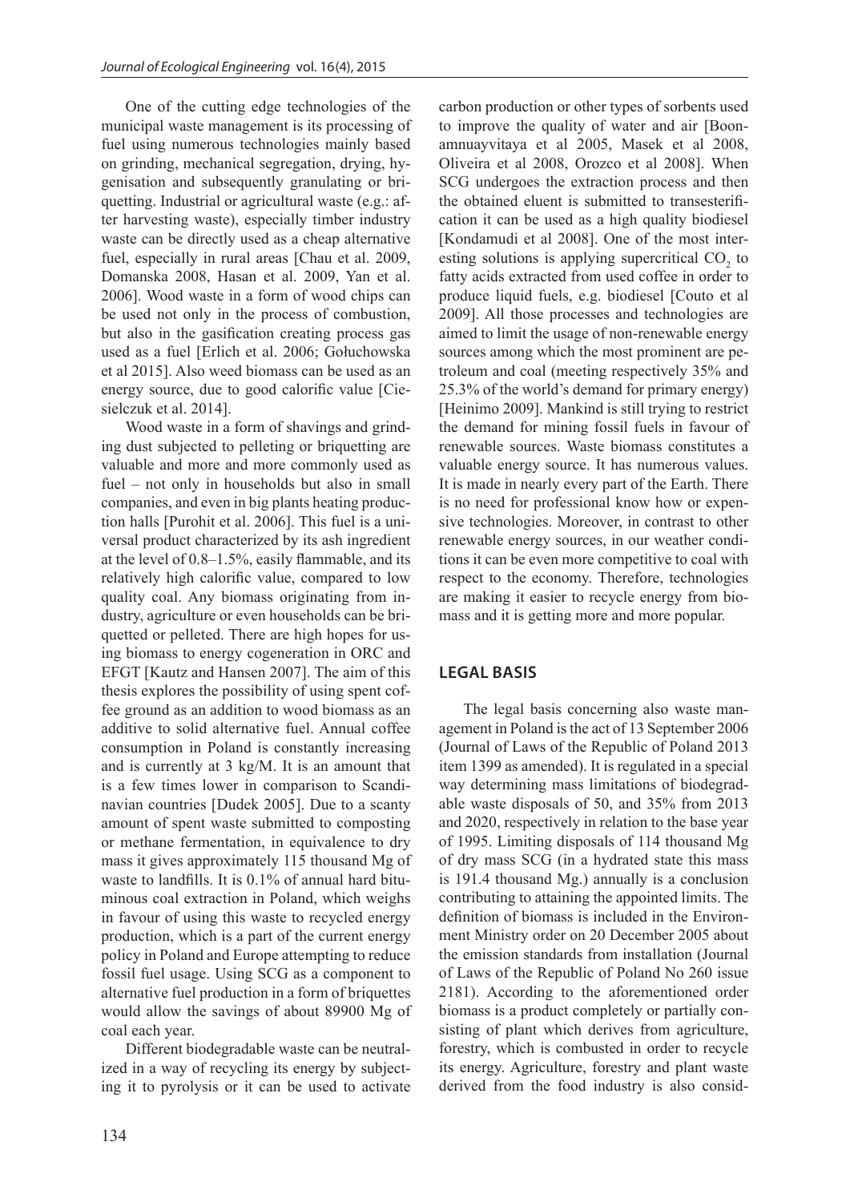One of the cutting edge technologies of the municipal waste management is its processing of fuel using numerous technologies mainly based on grinding, mechanical segregation, drying, hygenisation and subsequently granulating or briquetting. Industrial or agricultural waste (e.g.: after harvesting waste), especially timber industry waste can be directly used as a cheap alternative fuel, especially in rural areas [Chau et al. 2009, Domanska 2008, Hasan et al. 2009, Yan et al. 2006]. Wood waste in a form of wood chips can be used not only in the process of combustion, but also in the gasification creating process gas used as a fuel [Erlich et al. 2006; Gołuchowska et al 2015]. Also weed biomass can be used as an energy source, due to good calorific value [Ciesielczuk et al. 2014].

Wood waste in a form of shavings and grinding dust subjected to pelleting or briquetting are valuable and more and more commonly used as fuel – not only in households but also in small companies, and even in big plants heating production halls [Purohit et al. 2006]. This fuel is a universal product characterized by its ash ingredient at the level of 0.8–1.5%, easily flammable, and its relatively high calorific value, compared to low quality coal. Any biomass originating from industry, agriculture or even households can be briquetted or pelleted. There are high hopes for using biomass to energy cogeneration in ORC and EFGT [Kautz and Hansen 2007]. The aim of this thesis explores the possibility of using spent coffee ground as an addition to wood biomass as an additive to solid alternative fuel. Annual coffee consumption in Poland is constantly increasing and is currently at 3 kg/M. It is an amount that is a few times lower in comparison to Scandinavian countries [Dudek 2005]. Due to a scanty amount of spent waste submitted to composting or methane fermentation, in equivalence to dry mass it gives approximately 115 thousand Mg of waste to landfills. It is 0.1% of annual hard bituminous coal extraction in Poland, which weighs in favour of using this waste to recycled energy production, which is a part of the current energy policy in Poland and Europe attempting to reduce fossil fuel usage. Using SCG as a component to alternative fuel production in a form of briquettes would allow the savings of about 89900 Mg of coal each year.

Different biodegradable waste can be neutralized in a way of recycling its energy by subjecting it to pyrolysis or it can be used to activate carbon production or other types of sorbents used to improve the quality of water and air [Boonamnuayvitaya et al 2005, Masek et al 2008, Oliveira et al 2008, Orozco et al 2008]. When SCG undergoes the extraction process and then the obtained eluent is submitted to transesterification it can be used as a high quality biodiesel [Kondamudi et al 2008]. One of the most interesting solutions is applying supercritical $CO_2$ to fatty acids extracted from used coffee in order to produce liquid fuels, e.g. biodiesel [Couto et al 2009]. All those processes and technologies are aimed to limit the usage of non-renewable energy sources among which the most prominent are petroleum and coal (meeting respectively 35% and 25.3% of the world's demand for primary energy) [Heinimo 2009]. Mankind is still trying to restrict the demand for mining fossil fuels in favour of renewable sources. Waste biomass constitutes a valuable energy source. It has numerous values. It is made in nearly every part of the Earth. There is no need for professional know how or expensive technologies. Moreover, in contrast to other renewable energy sources, in our weather conditions it can be even more competitive to coal with respect to the economy. Therefore, technologies are making it easier to recycle energy from biomass and it is getting more and more popular.

## LEGAL BASIS

The legal basis concerning also waste management in Poland is the act of 13 September 2006 (Journal of Laws of the Republic of Poland 2013 item 1399 as amended). It is regulated in a special way determining mass limitations of biodegradable waste disposals of 50, and 35% from 2013 and 2020, respectively in relation to the base year of 1995. Limiting disposals of 114 thousand Mg of dry mass SCG (in a hydrated state this mass is 191.4 thousand Mg.) annually is a conclusion contributing to attaining the appointed limits. The definition of biomass is included in the Environment Ministry order on 20 December 2005 about the emission standards from installation (Journal of Laws of the Republic of Poland No 260 issue 2181). According to the aforementioned order biomass is a product completely or partially consisting of plant which derives from agriculture, forestry, which is combusted in order to recycle its energy. Agriculture, forestry and plant waste derived from the food industry is also consid-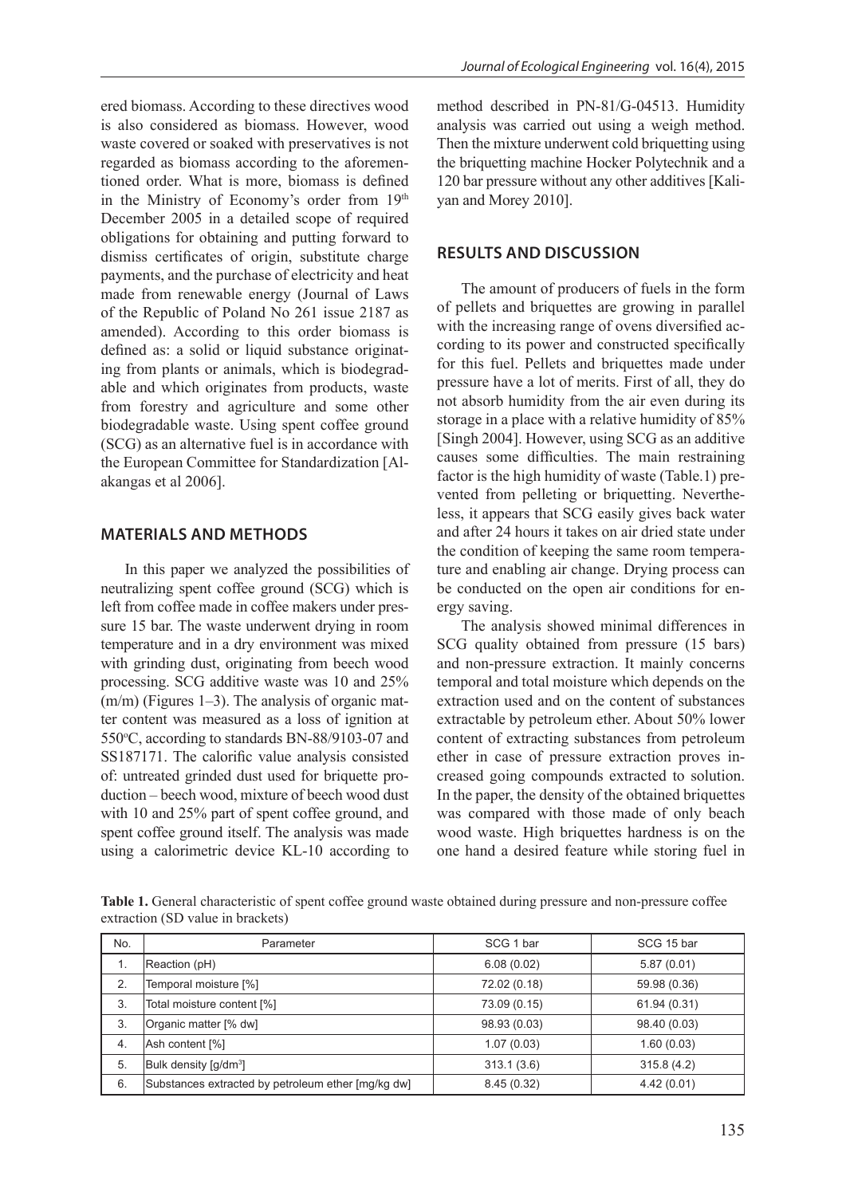ered biomass. According to these directives wood is also considered as biomass. However, wood waste covered or soaked with preservatives is not regarded as biomass according to the aforementioned order. What is more, biomass is defined in the Ministry of Economy's order from 19th December 2005 in a detailed scope of required obligations for obtaining and putting forward to dismiss certificates of origin, substitute charge payments, and the purchase of electricity and heat made from renewable energy (Journal of Laws of the Republic of Poland No 261 issue 2187 as amended). According to this order biomass is defined as: a solid or liquid substance originating from plants or animals, which is biodegradable and which originates from products, waste from forestry and agriculture and some other biodegradable waste. Using spent coffee ground (SCG) as an alternative fuel is in accordance with the European Committee for Standardization [Alakangas et al 2006].

## MATERIALS AND METHODS

In this paper we analyzed the possibilities of neutralizing spent coffee ground (SCG) which is left from coffee made in coffee makers under pressure 15 bar. The waste underwent drying in room temperature and in a dry environment was mixed with grinding dust, originating from beech wood processing. SCG additive waste was 10 and 25% (m/m) (Figures 1–3). The analysis of organic matter content was measured as a loss of ignition at 550°C, according to standards BN-88/9103-07 and SS187171. The calorific value analysis consisted of: untreated grinded dust used for briquette production – beech wood, mixture of beech wood dust with 10 and 25% part of spent coffee ground, and spent coffee ground itself. The analysis was made using a calorimetric device KL-10 according to method described in PN-81/G-04513. Humidity analysis was carried out using a weigh method. Then the mixture underwent cold briquetting using the briquetting machine Hocker Polytechnik and a 120 bar pressure without any other additives [Kaliyan and Morey 2010].

## RESULTS AND DISCUSSION

The amount of producers of fuels in the form of pellets and briquettes are growing in parallel with the increasing range of ovens diversified according to its power and constructed specifically for this fuel. Pellets and briquettes made under pressure have a lot of merits. First of all, they do not absorb humidity from the air even during its storage in a place with a relative humidity of 85% [Singh 2004]. However, using SCG as an additive causes some difficulties. The main restraining factor is the high humidity of waste (Table.1) prevented from pelleting or briquetting. Nevertheless, it appears that SCG easily gives back water and after 24 hours it takes on air dried state under the condition of keeping the same room temperature and enabling air change. Drying process can be conducted on the open air conditions for energy saving.

The analysis showed minimal differences in SCG quality obtained from pressure (15 bars) and non-pressure extraction. It mainly concerns temporal and total moisture which depends on the extraction used and on the content of substances extractable by petroleum ether. About 50% lower content of extracting substances from petroleum ether in case of pressure extraction proves increased going compounds extracted to solution. In the paper, the density of the obtained briquettes was compared with those made of only beach wood waste. High briquettes hardness is on the one hand a desired feature while storing fuel in

**Table 1.** General characteristic of spent coffee ground waste obtained during pressure and non-pressure coffee extraction (SD value in brackets)

| No. | Parameter | SCG 1 bar | SCG 15 bar |
|---|---|---|---|
| 1. | Reaction (pH) | 6.08 (0.02) | 5.87 (0.01) |
| 2. | Temporal moisture [%] | 72.02 (0.18) | 59.98 (0.36) |
| 3. | Total moisture content [%] | 73.09 (0.15) | 61.94 (0.31) |
| 3. | Organic matter [% dw] | 98.93 (0.03) | 98.40 (0.03) |
| 4. | Ash content [%] | 1.07 (0.03) | 1.60 (0.03) |
| 5. | Bulk density [g/dm$^3$] | 313.1 (3.6) | 315.8 (4.2) |
| 6. | Substances extracted by petroleum ether [mg/kg dw] | 8.45 (0.32) | 4.42 (0.01) |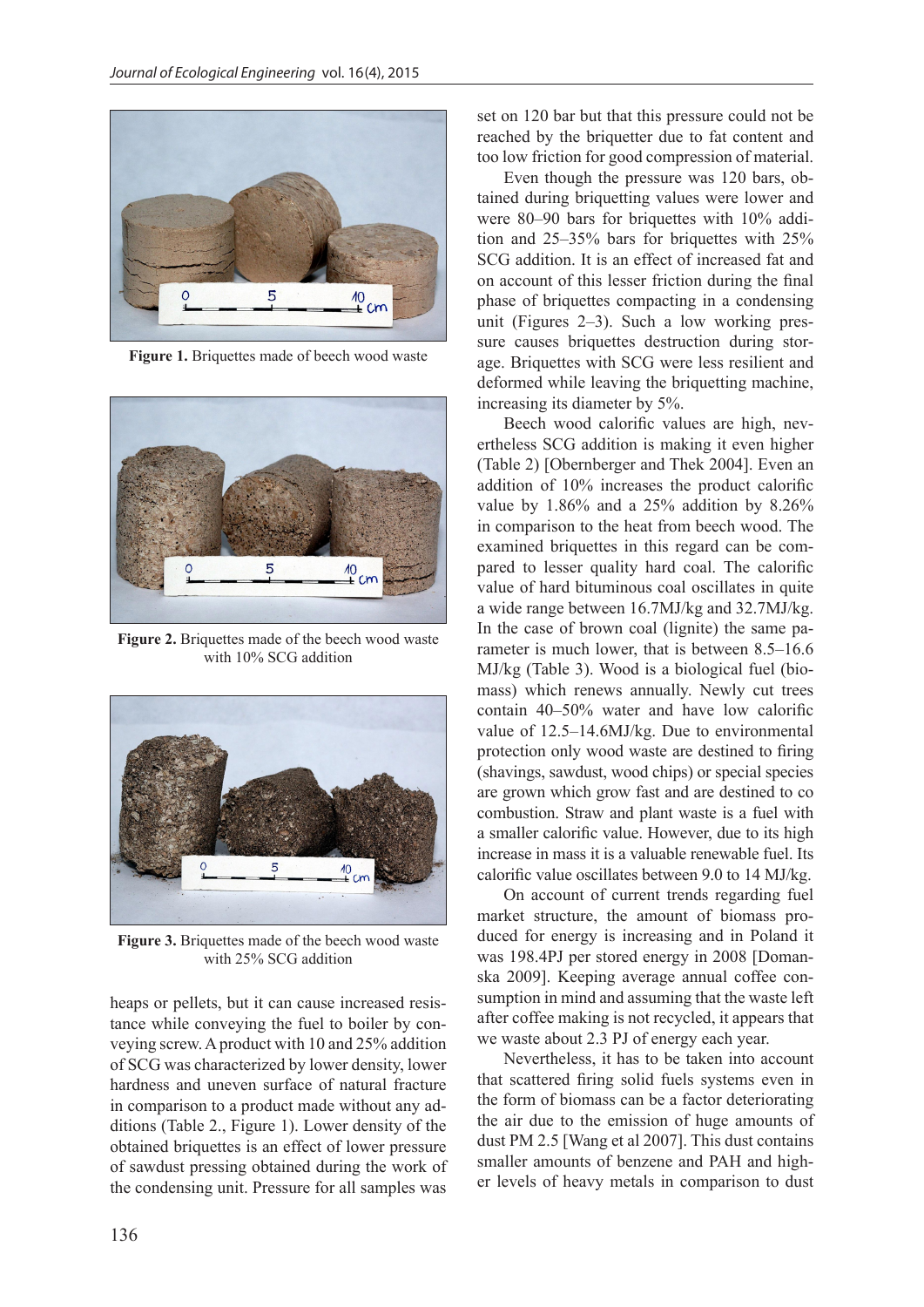Figure 1. Briquettes made of beech wood waste

Figure 2. Briquettes made of the beech wood waste with 10% SCG addition

Figure 3. Briquettes made of the beech wood waste with 25% SCG addition

heaps or pellets, but it can cause increased resistance while conveying the fuel to boiler by conveying screw. A product with 10 and 25% addition of SCG was characterized by lower density, lower hardness and uneven surface of natural fracture in comparison to a product made without any additions (Table 2., Figure 1). Lower density of the obtained briquettes is an effect of lower pressure of sawdust pressing obtained during the work of the condensing unit. Pressure for all samples was set on 120 bar but that this pressure could not be reached by the briquetter due to fat content and too low friction for good compression of material.

Even though the pressure was 120 bars, obtained during briquetting values were lower and were 80–90 bars for briquettes with 10% addition and 25–35% bars for briquettes with 25% SCG addition. It is an effect of increased fat and on account of this lesser friction during the final phase of briquettes compacting in a condensing unit (Figures 2–3). Such a low working pressure causes briquettes destruction during storage. Briquettes with SCG were less resilient and deformed while leaving the briquetting machine, increasing its diameter by 5%.

Beech wood calorific values are high, nevertheless SCG addition is making it even higher (Table 2) [Obernberger and Thek 2004]. Even an addition of 10% increases the product calorific value by 1.86% and a 25% addition by 8.26% in comparison to the heat from beech wood. The examined briquettes in this regard can be compared to lesser quality hard coal. The calorific value of hard bituminous coal oscillates in quite a wide range between 16.7MJ/kg and 32.7MJ/kg. In the case of brown coal (lignite) the same parameter is much lower, that is between 8.5–16.6 MJ/kg (Table 3). Wood is a biological fuel (biomass) which renews annually. Newly cut trees contain 40–50% water and have low calorific value of 12.5–14.6MJ/kg. Due to environmental protection only wood waste are destined to firing (shavings, sawdust, wood chips) or special species are grown which grow fast and are destined to co combustion. Straw and plant waste is a fuel with a smaller calorific value. However, due to its high increase in mass it is a valuable renewable fuel. Its calorific value oscillates between 9.0 to 14 MJ/kg.

On account of current trends regarding fuel market structure, the amount of biomass produced for energy is increasing and in Poland it was 198.4PJ per stored energy in 2008 [Domanska 2009]. Keeping average annual coffee consumption in mind and assuming that the waste left after coffee making is not recycled, it appears that we waste about 2.3 PJ of energy each year.

Nevertheless, it has to be taken into account that scattered firing solid fuels systems even in the form of biomass can be a factor deteriorating the air due to the emission of huge amounts of dust PM 2.5 [Wang et al 2007]. This dust contains smaller amounts of benzene and PAH and higher levels of heavy metals in comparison to dust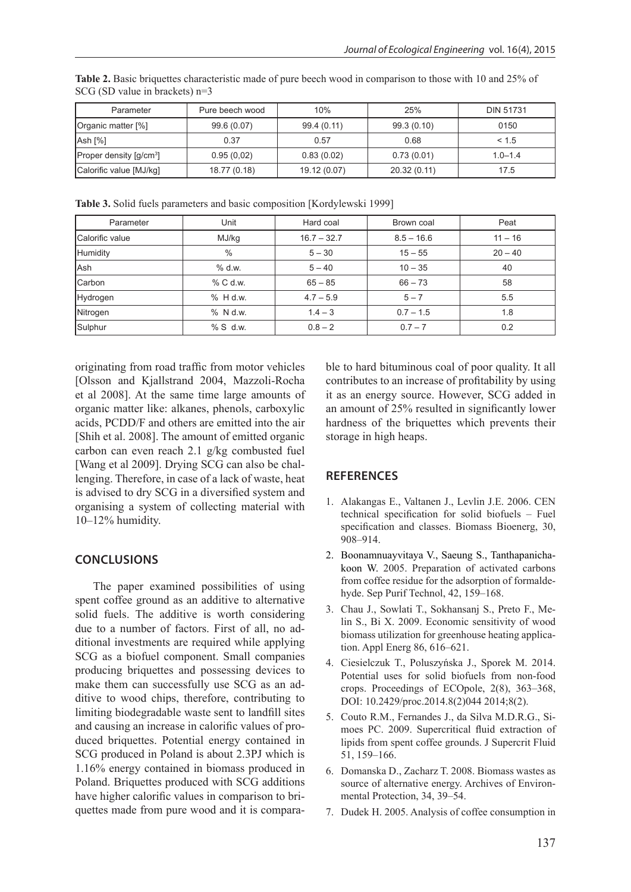**Table 2.** Basic briquettes characteristic made of pure beech wood in comparison to those with 10 and 25% of SCG (SD value in brackets) n=3

| Parameter | Pure beech wood | 10% | 25% | DIN 51731 |
|---|---|---|---|---|
| Organic matter [%] | 99.6 (0.07) | 99.4 (0.11) | 99.3 (0.10) | 0150 |
| Ash [%] | 0.37 | 0.57 | 0.68 | < 1.5 |
| Proper density [g/cm$^3$] | 0.95 (0,02) | 0.83 (0.02) | 0.73 (0.01) | 1.0–1.4 |
| Calorific value [MJ/kg] | 18.77 (0.18) | 19.12 (0.07) | 20.32 (0.11) | 17.5 |

**Table 3.** Solid fuels parameters and basic composition [Kordylewski 1999]

| Parameter | Unit | Hard coal | Brown coal | Peat |
|---|---|---|---|---|
| Calorific value | MJ/kg | 16.7 – 32.7 | 8.5 – 16.6 | 11 – 16 |
| Humidity | % | 5 – 30 | 15 – 55 | 20 – 40 |
| Ash | % d.w. | 5 – 40 | 10 – 35 | 40 |
| Carbon | % C d.w. | 65 – 85 | 66 – 73 | 58 |
| Hydrogen | % H d.w. | 4.7 – 5.9 | 5 – 7 | 5.5 |
| Nitrogen | % N d.w. | 1.4 – 3 | 0.7 – 1.5 | 1.8 |
| Sulphur | % S d.w. | 0.8 – 2 | 0.7 – 7 | 0.2 |

originating from road traffic from motor vehicles [Olsson and Kjallstrand 2004, Mazzoli-Rocha et al 2008]. At the same time large amounts of organic matter like: alkanes, phenols, carboxylic acids, PCDD/F and others are emitted into the air [Shih et al. 2008]. The amount of emitted organic carbon can even reach 2.1 g/kg combusted fuel [Wang et al 2009]. Drying SCG can also be challenging. Therefore, in case of a lack of waste, heat is advised to dry SCG in a diversified system and organising a system of collecting material with 10–12% humidity.

## CONCLUSIONS

The paper examined possibilities of using spent coffee ground as an additive to alternative solid fuels. The additive is worth considering due to a number of factors. First of all, no additional investments are required while applying SCG as a biofuel component. Small companies producing briquettes and possessing devices to make them can successfully use SCG as an additive to wood chips, therefore, contributing to limiting biodegradable waste sent to landfill sites and causing an increase in calorific values of produced briquettes. Potential energy contained in SCG produced in Poland is about 2.3PJ which is 1.16% energy contained in biomass produced in Poland. Briquettes produced with SCG additions have higher calorific values in comparison to briquettes made from pure wood and it is comparable to hard bituminous coal of poor quality. It all contributes to an increase of profitability by using it as an energy source. However, SCG added in an amount of 25% resulted in significantly lower hardness of the briquettes which prevents their storage in high heaps.

## REFERENCES

1. Alakangas E., Valtanen J., Levlin J.E. 2006. CEN technical specification for solid biofuels – Fuel specification and classes. Biomass Bioenerg, 30, 908–914.
2. Boonamnuayvitaya V., Saeung S., Tanthapanichakoon W. 2005. Preparation of activated carbons from coffee residue for the adsorption of formaldehyde. Sep Purif Technol, 42, 159–168.
3. Chau J., Sowlati T., Sokhansanj S., Preto F., Melin S., Bi X. 2009. Economic sensitivity of wood biomass utilization for greenhouse heating application. Appl Energ 86, 616–621.
4. Ciesielczuk T., Poluszyńska J., Sporek M. 2014. Potential uses for solid biofuels from non-food crops. Proceedings of ECOpole, 2(8), 363–368, DOI: 10.2429/proc.2014.8(2)044 2014;8(2).
5. Couto R.M., Fernandes J., da Silva M.D.R.G., Simoes PC. 2009. Supercritical fluid extraction of lipids from spent coffee grounds. J Supercrit Fluid 51, 159–166.
6. Domanska D., Zacharz T. 2008. Biomass wastes as source of alternative energy. Archives of Environmental Protection, 34, 39–54.
7. Dudek H. 2005. Analysis of coffee consumption in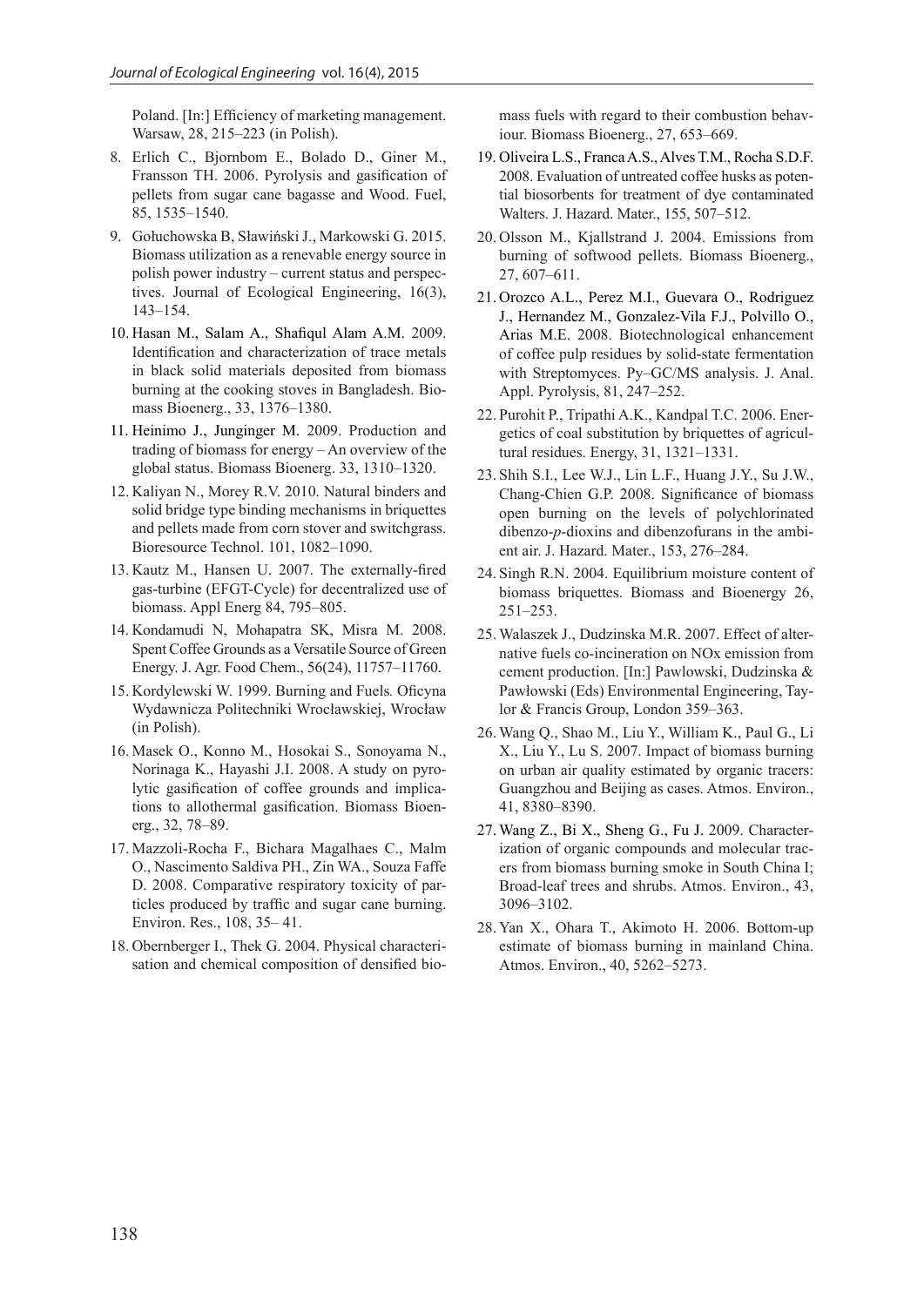Poland. [In:] Efficiency of marketing management. Warsaw, 28, 215–223 (in Polish).

8. Erlich C., Bjornbom E., Bolado D., Giner M., Fransson TH. 2006. Pyrolysis and gasification of pellets from sugar cane bagasse and Wood. Fuel, 85, 1535–1540.
9. Gołuchowska B, Sławiński J., Markowski G. 2015. Biomass utilization as a renevable energy source in polish power industry – current status and perspectives. Journal of Ecological Engineering, 16(3), 143–154.
10. Hasan M., Salam A., Shafiqul Alam A.M. 2009. Identification and characterization of trace metals in black solid materials deposited from biomass burning at the cooking stoves in Bangladesh. Biomass Bioenerg., 33, 1376–1380.
11. Heinimo J., Junginger M. 2009. Production and trading of biomass for energy – An overview of the global status. Biomass Bioenerg. 33, 1310–1320.
12. Kaliyan N., Morey R.V. 2010. Natural binders and solid bridge type binding mechanisms in briquettes and pellets made from corn stover and switchgrass. Bioresource Technol. 101, 1082–1090.
13. Kautz M., Hansen U. 2007. The externally-fired gas-turbine (EFGT-Cycle) for decentralized use of biomass. Appl Energ 84, 795–805.
14. Kondamudi N, Mohapatra SK, Misra M. 2008. Spent Coffee Grounds as a Versatile Source of Green Energy. J. Agr. Food Chem., 56(24), 11757–11760.
15. Kordylewski W. 1999. Burning and Fuels. Oficyna Wydawnicza Politechniki Wrocławskiej, Wrocław (in Polish).
16. Masek O., Konno M., Hosokai S., Sonoyama N., Norinaga K., Hayashi J.I. 2008. A study on pyrolytic gasification of coffee grounds and implications to allothermal gasification. Biomass Bioenerg., 32, 78–89.
17. Mazzoli-Rocha F., Bichara Magalhaes C., Malm O., Nascimento Saldiva PH., Zin WA., Souza Faffe D. 2008. Comparative respiratory toxicity of particles produced by traffic and sugar cane burning. Environ. Res., 108, 35– 41.
18. Obernberger I., Thek G. 2004. Physical characterisation and chemical composition of densified biomass fuels with regard to their combustion behaviour. Biomass Bioenerg., 27, 653–669.
19. Oliveira L.S., Franca A.S., Alves T.M., Rocha S.D.F. 2008. Evaluation of untreated coffee husks as potential biosorbents for treatment of dye contaminated Walters. J. Hazard. Mater., 155, 507–512.
20. Olsson M., Kjallstrand J. 2004. Emissions from burning of softwood pellets. Biomass Bioenerg., 27, 607–611.
21. Orozco A.L., Perez M.I., Guevara O., Rodriguez J., Hernandez M., Gonzalez-Vila F.J., Polvillo O., Arias M.E. 2008. Biotechnological enhancement of coffee pulp residues by solid-state fermentation with Streptomyces. Py–GC/MS analysis. J. Anal. Appl. Pyrolysis, 81, 247–252.
22. Purohit P., Tripathi A.K., Kandpal T.C. 2006. Energetics of coal substitution by briquettes of agricultural residues. Energy, 31, 1321–1331.
23. Shih S.I., Lee W.J., Lin L.F., Huang J.Y., Su J.W., Chang-Chien G.P. 2008. Significance of biomass open burning on the levels of polychlorinated dibenzo-*p*-dioxins and dibenzofurans in the ambient air. J. Hazard. Mater., 153, 276–284.
24. Singh R.N. 2004. Equilibrium moisture content of biomass briquettes. Biomass and Bioenergy 26, 251–253.
25. Walaszek J., Dudzinska M.R. 2007. Effect of alternative fuels co-incineration on NOx emission from cement production. [In:] Pawlowski, Dudzinska & Pawłowski (Eds) Environmental Engineering, Taylor & Francis Group, London 359–363.
26. Wang Q., Shao M., Liu Y., William K., Paul G., Li X., Liu Y., Lu S. 2007. Impact of biomass burning on urban air quality estimated by organic tracers: Guangzhou and Beijing as cases. Atmos. Environ., 41, 8380–8390.
27. Wang Z., Bi X., Sheng G., Fu J. 2009. Characterization of organic compounds and molecular tracers from biomass burning smoke in South China I; Broad-leaf trees and shrubs. Atmos. Environ., 43, 3096–3102.
28. Yan X., Ohara T., Akimoto H. 2006. Bottom-up estimate of biomass burning in mainland China. Atmos. Environ., 40, 5262–5273.